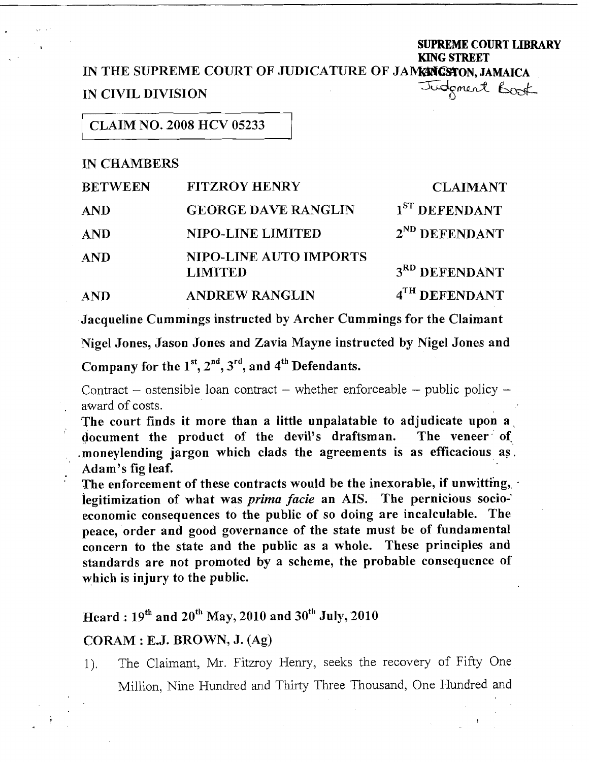**SUPREME COURT LIBRARY**
**KING STREET**
**KINGSTON, JAMAICA**
Judgment Book

**IN THE SUPREME COURT OF JUDICATURE OF JAMAICA**

**IN CIVIL DIVISION**

**CLAIM NO. 2008 HCV 05233**

**IN CHAMBERS**

| | | |
|---|---|---|
| **BETWEEN** | **FITZROY HENRY** | **CLAIMANT** |
| **AND** | **GEORGE DAVE RANGLIN** | **1ST DEFENDANT** |
| **AND** | **NIPO-LINE LIMITED** | **2ND DEFENDANT** |
| **AND** | **NIPO-LINE AUTO IMPORTS LIMITED** | **3RD DEFENDANT** |
| **AND** | **ANDREW RANGLIN** | **4TH DEFENDANT** |

**Jacqueline Cummings instructed by Archer Cummings for the Claimant**

**Nigel Jones, Jason Jones and Zavia Mayne instructed by Nigel Jones and Company for the 1st, 2nd, 3rd, and 4th Defendants.**

Contract – ostensible loan contract – whether enforceable – public policy – award of costs.

**The court finds it more than a little unpalatable to adjudicate upon a document the product of the devil's draftsman. The veneer of moneylending jargon which clads the agreements is as efficacious as Adam's fig leaf.**

**The enforcement of these contracts would be the inexorable, if unwitting, legitimization of what was *prima facie* an AIS. The pernicious socio-economic consequences to the public of so doing are incalculable. The peace, order and good governance of the state must be of fundamental concern to the state and the public as a whole. These principles and standards are not promoted by a scheme, the probable consequence of which is injury to the public.**

**Heard : 19th and 20th May, 2010 and 30th July, 2010**

**CORAM : E.J. BROWN, J. (Ag)**

1). The Claimant, Mr. Fitzroy Henry, seeks the recovery of Fifty One Million, Nine Hundred and Thirty Three Thousand, One Hundred and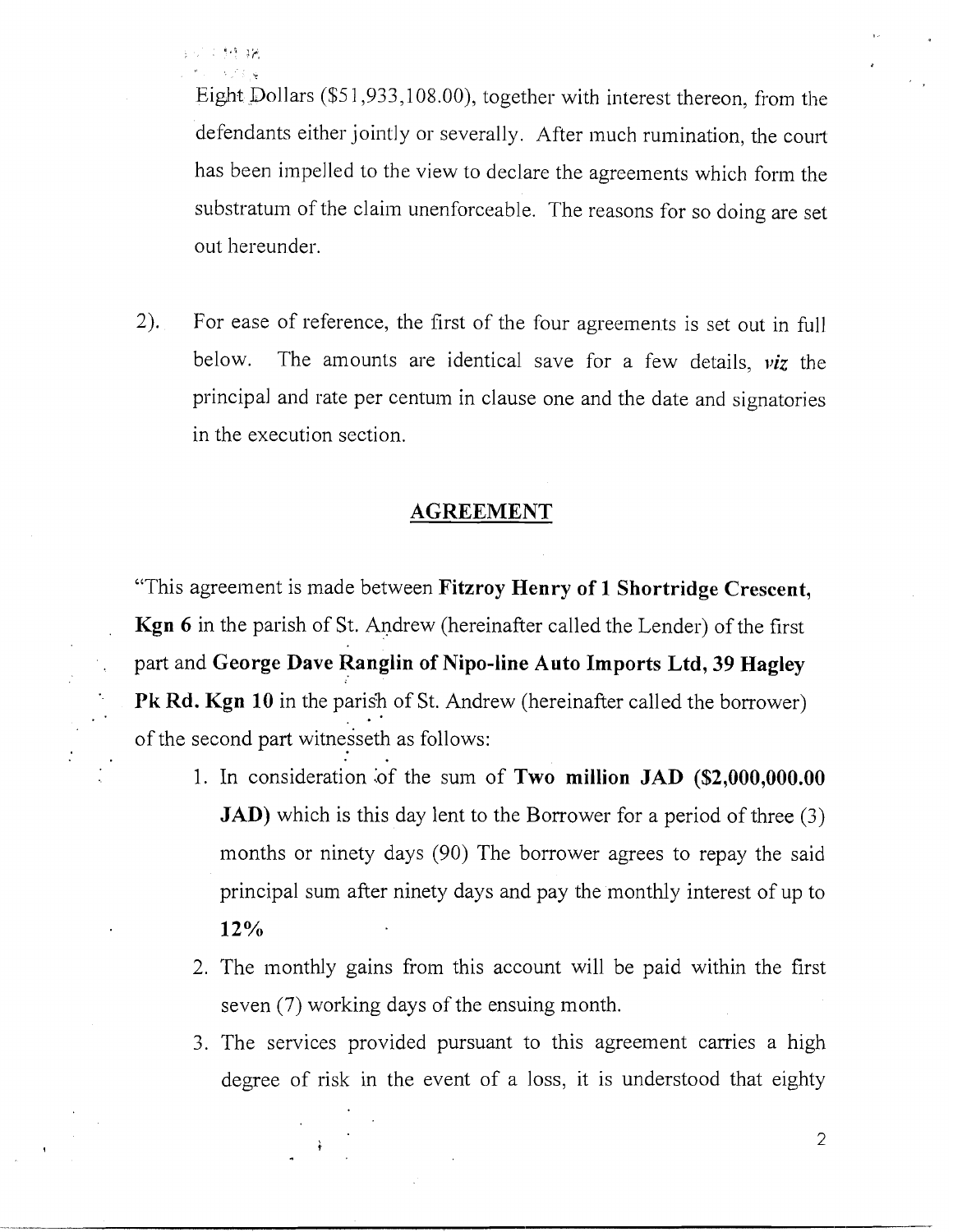Eight Dollars ($51,933,108.00), together with interest thereon, from the defendants either jointly or severally. After much rumination, the court has been impelled to the view to declare the agreements which form the substratum of the claim unenforceable. The reasons for so doing are set out hereunder.

2). For ease of reference, the first of the four agreements is set out in full below. The amounts are identical save for a few details, *viz* the principal and rate per centum in clause one and the date and signatories in the execution section.

## AGREEMENT

"This agreement is made between **Fitzroy Henry of 1 Shortridge Crescent, Kgn 6** in the parish of St. Andrew (hereinafter called the Lender) of the first part and **George Dave Ranglin of Nipo-line Auto Imports Ltd, 39 Hagley Pk Rd. Kgn 10** in the parish of St. Andrew (hereinafter called the borrower) of the second part witnesseth as follows:

1. In consideration of the sum of **Two million JAD ($2,000,000.00 JAD)** which is this day lent to the Borrower for a period of three (3) months or ninety days (90) The borrower agrees to repay the said principal sum after ninety days and pay the monthly interest of up to **12%**
2. The monthly gains from this account will be paid within the first seven (7) working days of the ensuing month.
3. The services provided pursuant to this agreement carries a high degree of risk in the event of a loss, it is understood that eighty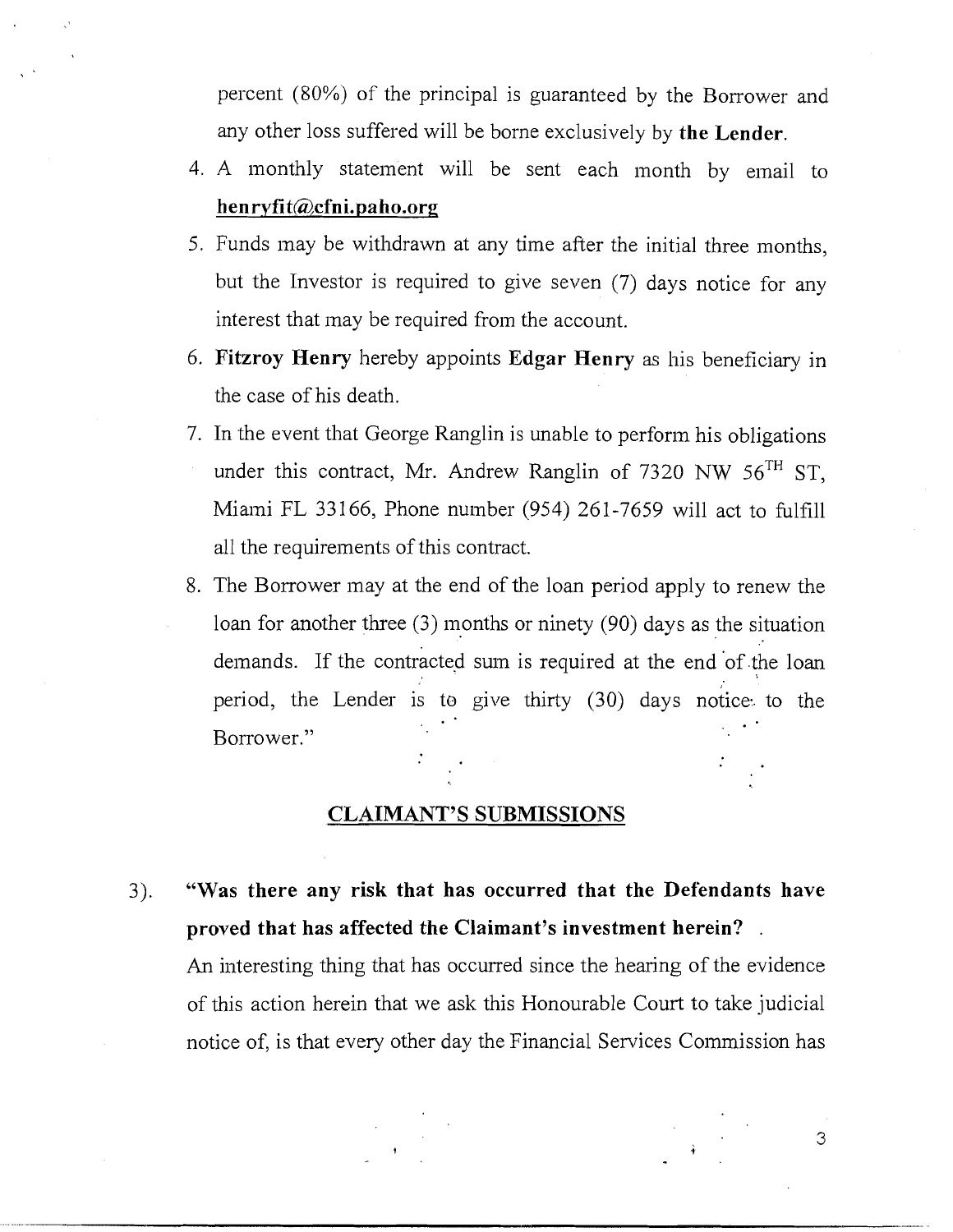percent (80%) of the principal is guaranteed by the Borrower and any other loss suffered will be borne exclusively by **the Lender**.

4. A monthly statement will be sent each month by email to **henryfit@cfni.paho.org**
5. Funds may be withdrawn at any time after the initial three months, but the Investor is required to give seven (7) days notice for any interest that may be required from the account.
6. **Fitzroy Henry** hereby appoints **Edgar Henry** as his beneficiary in the case of his death.
7. In the event that George Ranglin is unable to perform his obligations under this contract, Mr. Andrew Ranglin of 7320 NW 56$^{TH}$ ST, Miami FL 33166, Phone number (954) 261-7659 will act to fulfill all the requirements of this contract.
8. The Borrower may at the end of the loan period apply to renew the loan for another three (3) months or ninety (90) days as the situation demands. If the contracted sum is required at the end of the loan period, the Lender is to give thirty (30) days notice to the Borrower."

## CLAIMANT'S SUBMISSIONS

3). **"Was there any risk that has occurred that the Defendants have proved that has affected the Claimant's investment herein?**

An interesting thing that has occurred since the hearing of the evidence of this action herein that we ask this Honourable Court to take judicial notice of, is that every other day the Financial Services Commission has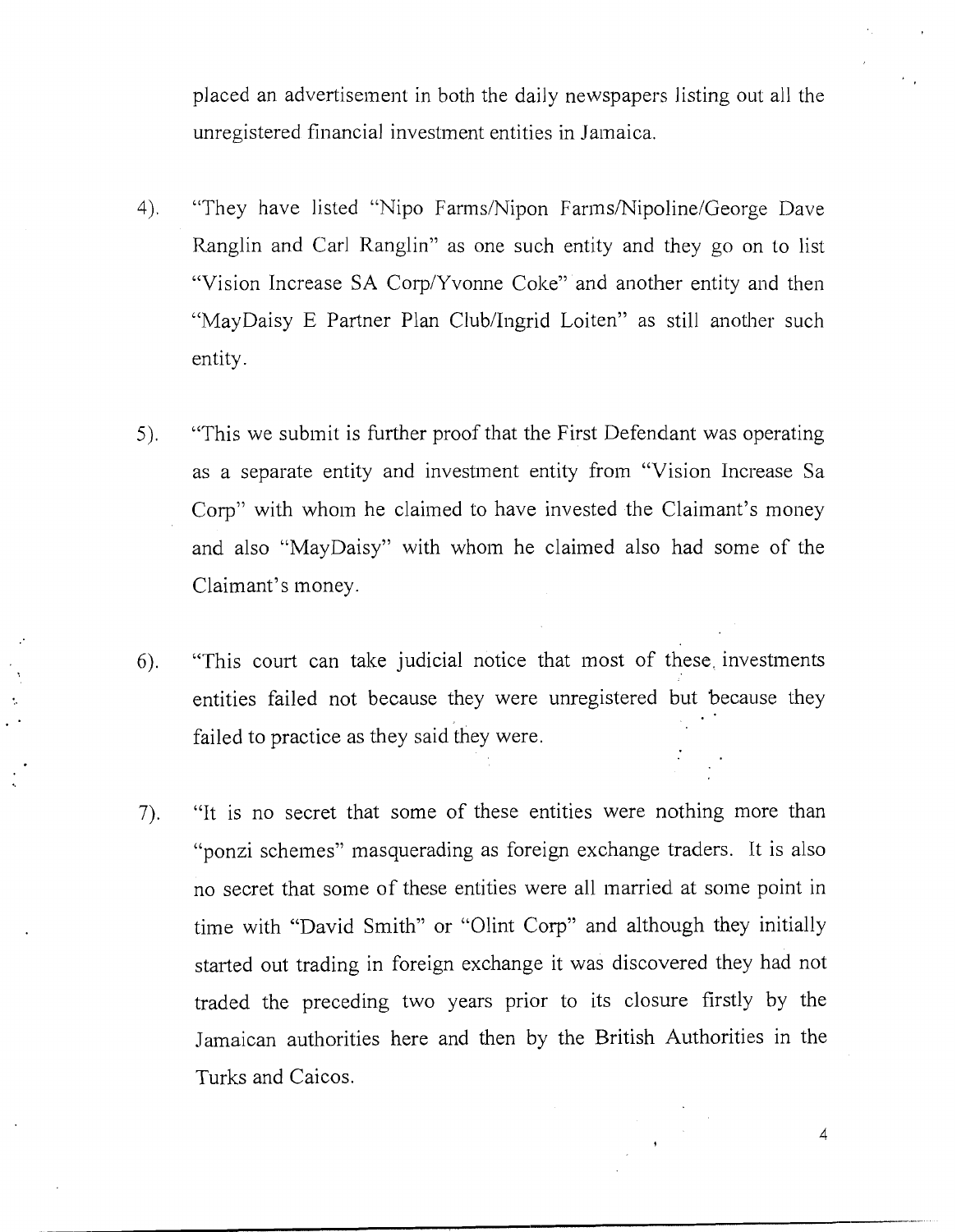placed an advertisement in both the daily newspapers listing out all the unregistered financial investment entities in Jamaica.

4). "They have listed "Nipo Farms/Nipon Farms/Nipoline/George Dave Ranglin and Carl Ranglin" as one such entity and they go on to list "Vision Increase SA Corp/Yvonne Coke" and another entity and then "MayDaisy E Partner Plan Club/Ingrid Loiten" as still another such entity.

5). "This we submit is further proof that the First Defendant was operating as a separate entity and investment entity from "Vision Increase Sa Corp" with whom he claimed to have invested the Claimant's money and also "MayDaisy" with whom he claimed also had some of the Claimant's money.

6). "This court can take judicial notice that most of these investments entities failed not because they were unregistered but because they failed to practice as they said they were.

7). "It is no secret that some of these entities were nothing more than "ponzi schemes" masquerading as foreign exchange traders. It is also no secret that some of these entities were all married at some point in time with "David Smith" or "Olint Corp" and although they initially started out trading in foreign exchange it was discovered they had not traded the preceding two years prior to its closure firstly by the Jamaican authorities here and then by the British Authorities in the Turks and Caicos.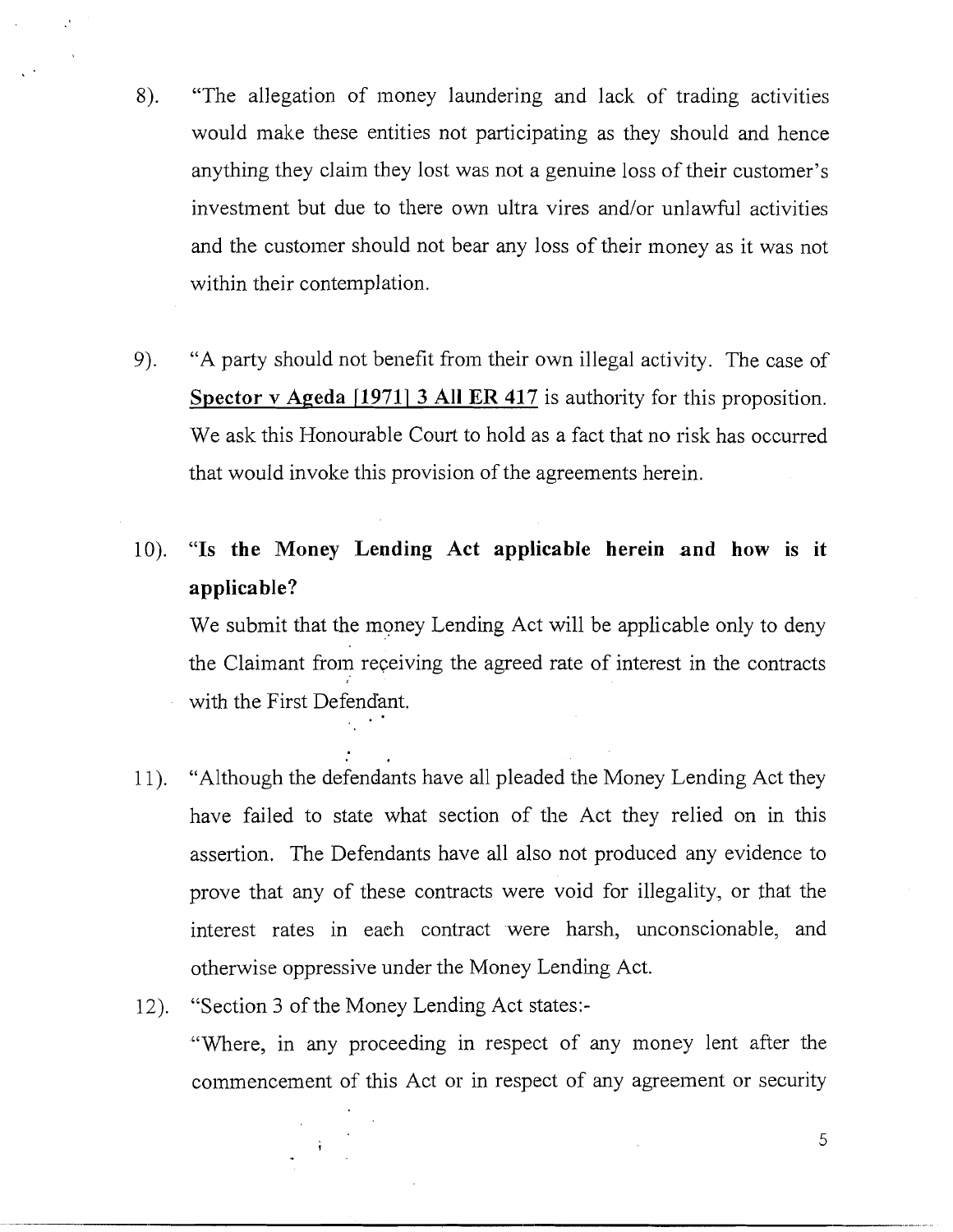8). "The allegation of money laundering and lack of trading activities would make these entities not participating as they should and hence anything they claim they lost was not a genuine loss of their customer's investment but due to there own ultra vires and/or unlawful activities and the customer should not bear any loss of their money as it was not within their contemplation.

9). "A party should not benefit from their own illegal activity. The case of **Spector v Ageda [1971] 3 All ER 417** is authority for this proposition. We ask this Honourable Court to hold as a fact that no risk has occurred that would invoke this provision of the agreements herein.

10). **"Is the Money Lending Act applicable herein and how is it applicable?**

We submit that the money Lending Act will be applicable only to deny the Claimant from receiving the agreed rate of interest in the contracts with the First Defendant.

11). "Although the defendants have all pleaded the Money Lending Act they have failed to state what section of the Act they relied on in this assertion. The Defendants have all also not produced any evidence to prove that any of these contracts were void for illegality, or that the interest rates in each contract were harsh, unconscionable, and otherwise oppressive under the Money Lending Act.

12). "Section 3 of the Money Lending Act states:-

"Where, in any proceeding in respect of any money lent after the commencement of this Act or in respect of any agreement or security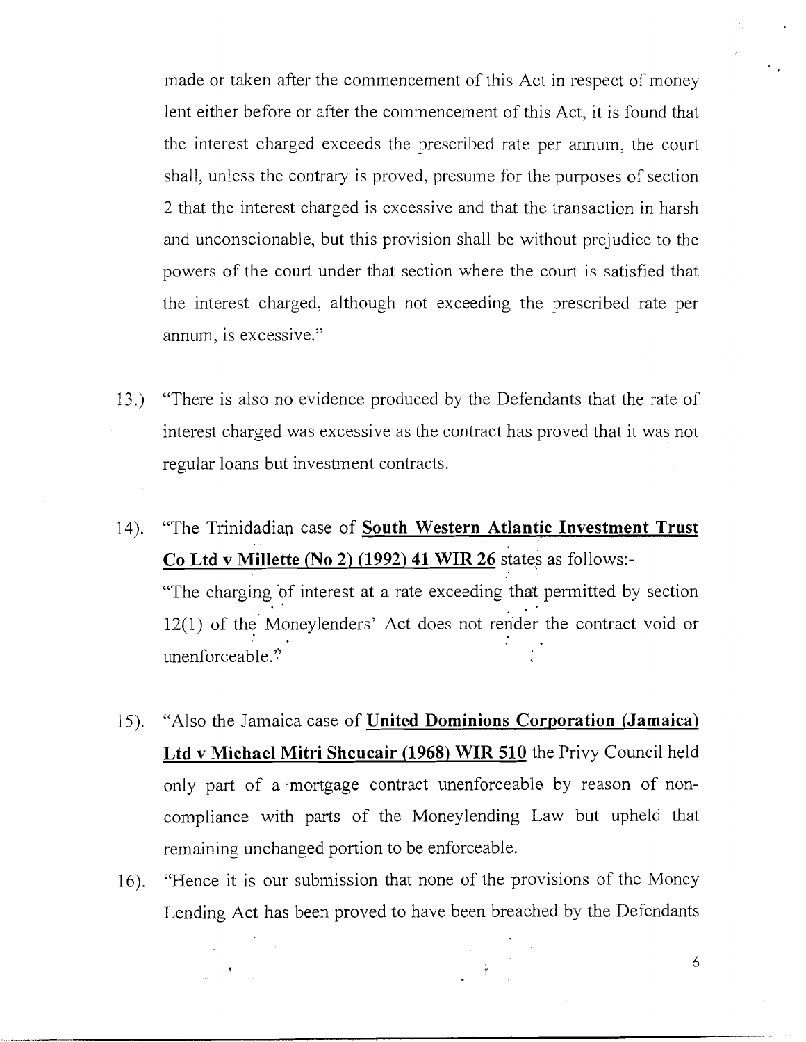made or taken after the commencement of this Act in respect of money lent either before or after the commencement of this Act, it is found that the interest charged exceeds the prescribed rate per annum, the court shall, unless the contrary is proved, presume for the purposes of section 2 that the interest charged is excessive and that the transaction in harsh and unconscionable, but this provision shall be without prejudice to the powers of the court under that section where the court is satisfied that the interest charged, although not exceeding the prescribed rate per annum, is excessive."

13.) "There is also no evidence produced by the Defendants that the rate of interest charged was excessive as the contract has proved that it was not regular loans but investment contracts.

14). "The Trinidadian case of **South Western Atlantic Investment Trust Co Ltd v Millette (No 2) (1992) 41 WIR 26** states as follows:-

"The charging of interest at a rate exceeding that permitted by section 12(1) of the Moneylenders' Act does not render the contract void or unenforceable."

15). "Also the Jamaica case of **United Dominions Corporation (Jamaica) Ltd v Michael Mitri Shcucair (1968) WIR 510** the Privy Council held only part of a mortgage contract unenforceable by reason of non-compliance with parts of the Moneylending Law but upheld that remaining unchanged portion to be enforceable.

16). "Hence it is our submission that none of the provisions of the Money Lending Act has been proved to have been breached by the Defendants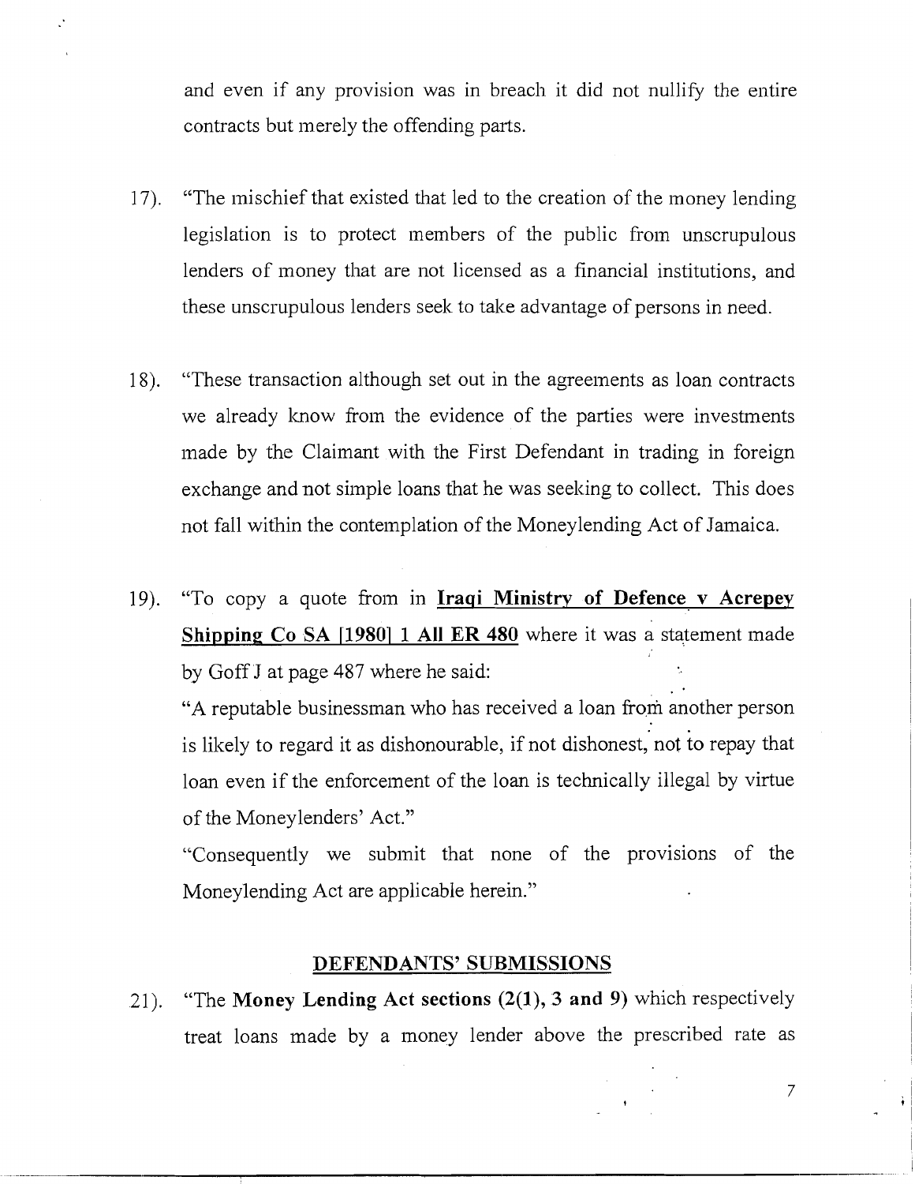and even if any provision was in breach it did not nullify the entire contracts but merely the offending parts.

17). "The mischief that existed that led to the creation of the money lending legislation is to protect members of the public from unscrupulous lenders of money that are not licensed as a financial institutions, and these unscrupulous lenders seek to take advantage of persons in need.

18). "These transaction although set out in the agreements as loan contracts we already know from the evidence of the parties were investments made by the Claimant with the First Defendant in trading in foreign exchange and not simple loans that he was seeking to collect. This does not fall within the contemplation of the Moneylending Act of Jamaica.

19). "To copy a quote from in **Iraqi Ministry of Defence v Acrepey Shipping Co SA [1980] 1 All ER 480** where it was a statement made by Goff J at page 487 where he said:

"A reputable businessman who has received a loan from another person is likely to regard it as dishonourable, if not dishonest, not to repay that loan even if the enforcement of the loan is technically illegal by virtue of the Moneylenders' Act."

"Consequently we submit that none of the provisions of the Moneylending Act are applicable herein."

## DEFENDANTS' SUBMISSIONS

21). "The **Money Lending Act sections (2(1), 3 and 9)** which respectively treat loans made by a money lender above the prescribed rate as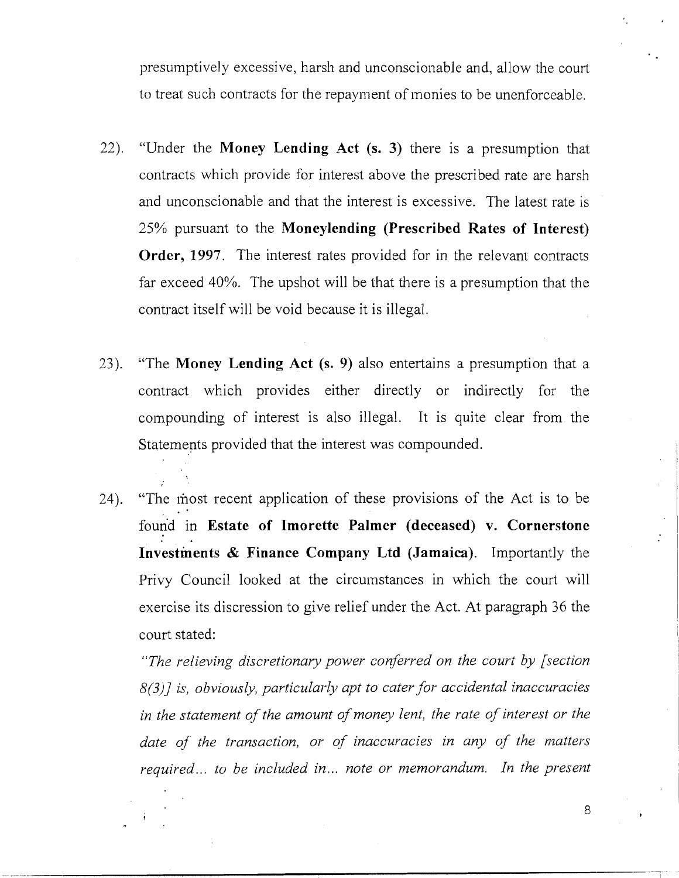presumptively excessive, harsh and unconscionable and, allow the court to treat such contracts for the repayment of monies to be unenforceable.

22). "Under the **Money Lending Act (s. 3)** there is a presumption that contracts which provide for interest above the prescribed rate are harsh and unconscionable and that the interest is excessive. The latest rate is 25% pursuant to the **Moneylending (Prescribed Rates of Interest) Order, 1997**. The interest rates provided for in the relevant contracts far exceed 40%. The upshot will be that there is a presumption that the contract itself will be void because it is illegal.

23). "The **Money Lending Act (s. 9)** also entertains a presumption that a contract which provides either directly or indirectly for the compounding of interest is also illegal. It is quite clear from the Statements provided that the interest was compounded.

24). "The most recent application of these provisions of the Act is to be found in **Estate of Imorette Palmer (deceased) v. Cornerstone Investments & Finance Company Ltd (Jamaica)**. Importantly the Privy Council looked at the circumstances in which the court will exercise its discression to give relief under the Act. At paragraph 36 the court stated:

*"The relieving discretionary power conferred on the court by [section 8(3)] is, obviously, particularly apt to cater for accidental inaccuracies in the statement of the amount of money lent, the rate of interest or the date of the transaction, or of inaccuracies in any of the matters required... to be included in... note or memorandum. In the present*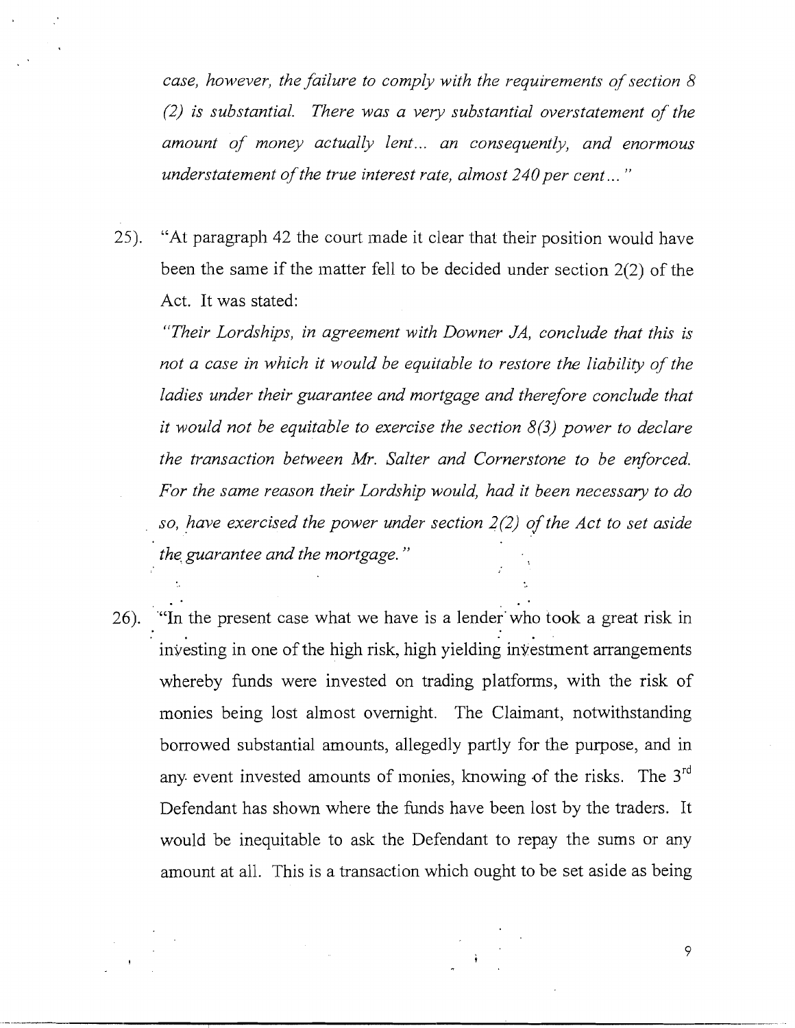*case, however, the failure to comply with the requirements of section 8 (2) is substantial. There was a very substantial overstatement of the amount of money actually lent... an consequently, and enormous understatement of the true interest rate, almost 240 per cent..."*

25). "At paragraph 42 the court made it clear that their position would have been the same if the matter fell to be decided under section 2(2) of the Act. It was stated:

*"Their Lordships, in agreement with Downer JA, conclude that this is not a case in which it would be equitable to restore the liability of the ladies under their guarantee and mortgage and therefore conclude that it would not be equitable to exercise the section 8(3) power to declare the transaction between Mr. Salter and Cornerstone to be enforced. For the same reason their Lordship would, had it been necessary to do so, have exercised the power under section 2(2) of the Act to set aside the guarantee and the mortgage."*

26). "In the present case what we have is a lender who took a great risk in investing in one of the high risk, high yielding investment arrangements whereby funds were invested on trading platforms, with the risk of monies being lost almost overnight. The Claimant, notwithstanding borrowed substantial amounts, allegedly partly for the purpose, and in any event invested amounts of monies, knowing of the risks. The 3rd Defendant has shown where the funds have been lost by the traders. It would be inequitable to ask the Defendant to repay the sums or any amount at all. This is a transaction which ought to be set aside as being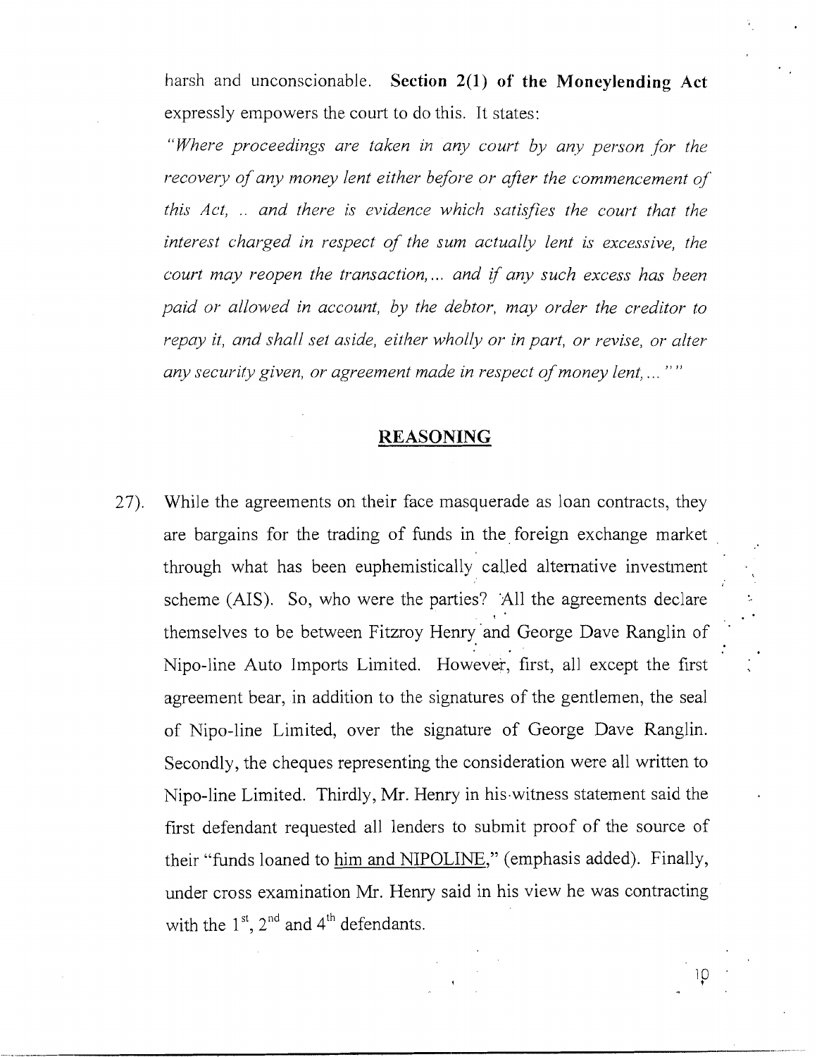harsh and unconscionable. **Section 2(1) of the Moneylending Act** expressly empowers the court to do this. It states:

*"Where proceedings are taken in any court by any person for the recovery of any money lent either before or after the commencement of this Act, .. and there is evidence which satisfies the court that the interest charged in respect of the sum actually lent is excessive, the court may reopen the transaction,... and if any such excess has been paid or allowed in account, by the debtor, may order the creditor to repay it, and shall set aside, either wholly or in part, or revise, or alter any security given, or agreement made in respect of money lent, ... ""*

## REASONING

27). While the agreements on their face masquerade as loan contracts, they are bargains for the trading of funds in the foreign exchange market through what has been euphemistically called alternative investment scheme (AIS). So, who were the parties? All the agreements declare themselves to be between Fitzroy Henry and George Dave Ranglin of Nipo-line Auto Imports Limited. However, first, all except the first agreement bear, in addition to the signatures of the gentlemen, the seal of Nipo-line Limited, over the signature of George Dave Ranglin. Secondly, the cheques representing the consideration were all written to Nipo-line Limited. Thirdly, Mr. Henry in his witness statement said the first defendant requested all lenders to submit proof of the source of their "funds loaned to <u>him and NIPOLINE</u>," (emphasis added). Finally, under cross examination Mr. Henry said in his view he was contracting with the 1st, 2nd and 4th defendants.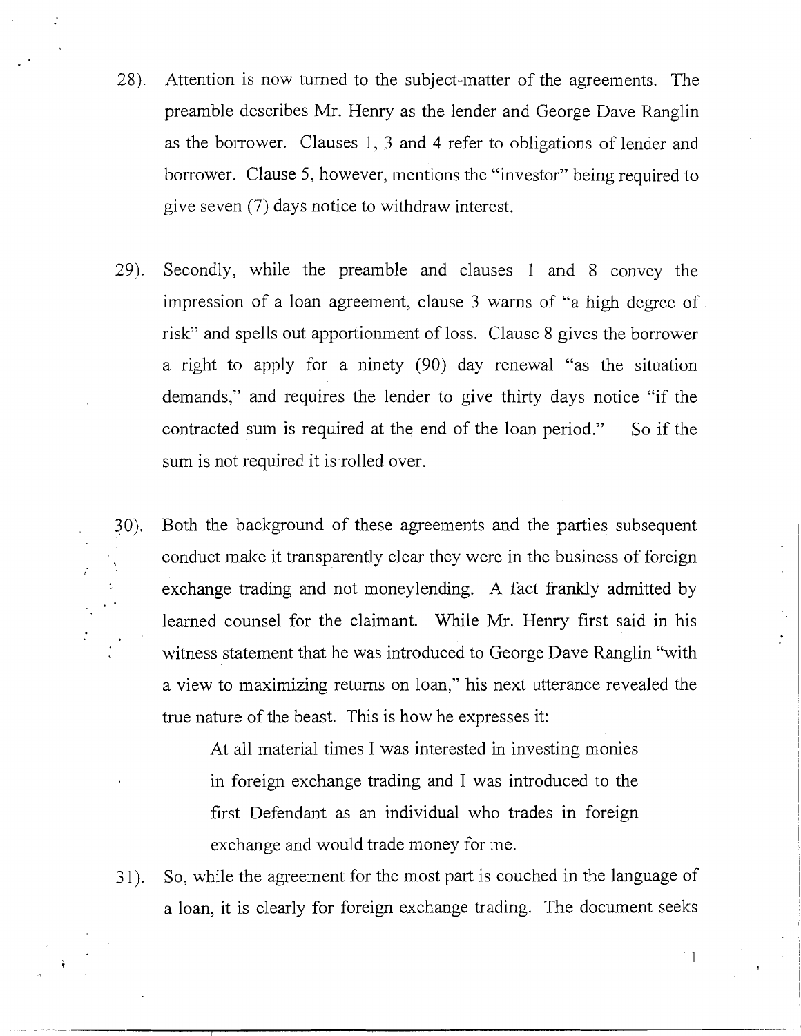28). Attention is now turned to the subject-matter of the agreements. The preamble describes Mr. Henry as the lender and George Dave Ranglin as the borrower. Clauses 1, 3 and 4 refer to obligations of lender and borrower. Clause 5, however, mentions the "investor" being required to give seven (7) days notice to withdraw interest.

29). Secondly, while the preamble and clauses 1 and 8 convey the impression of a loan agreement, clause 3 warns of "a high degree of risk" and spells out apportionment of loss. Clause 8 gives the borrower a right to apply for a ninety (90) day renewal "as the situation demands," and requires the lender to give thirty days notice "if the contracted sum is required at the end of the loan period." So if the sum is not required it is rolled over.

30). Both the background of these agreements and the parties subsequent conduct make it transparently clear they were in the business of foreign exchange trading and not moneylending. A fact frankly admitted by learned counsel for the claimant. While Mr. Henry first said in his witness statement that he was introduced to George Dave Ranglin "with a view to maximizing returns on loan," his next utterance revealed the true nature of the beast. This is how he expresses it:

> At all material times I was interested in investing monies in foreign exchange trading and I was introduced to the first Defendant as an individual who trades in foreign exchange and would trade money for me.

31). So, while the agreement for the most part is couched in the language of a loan, it is clearly for foreign exchange trading. The document seeks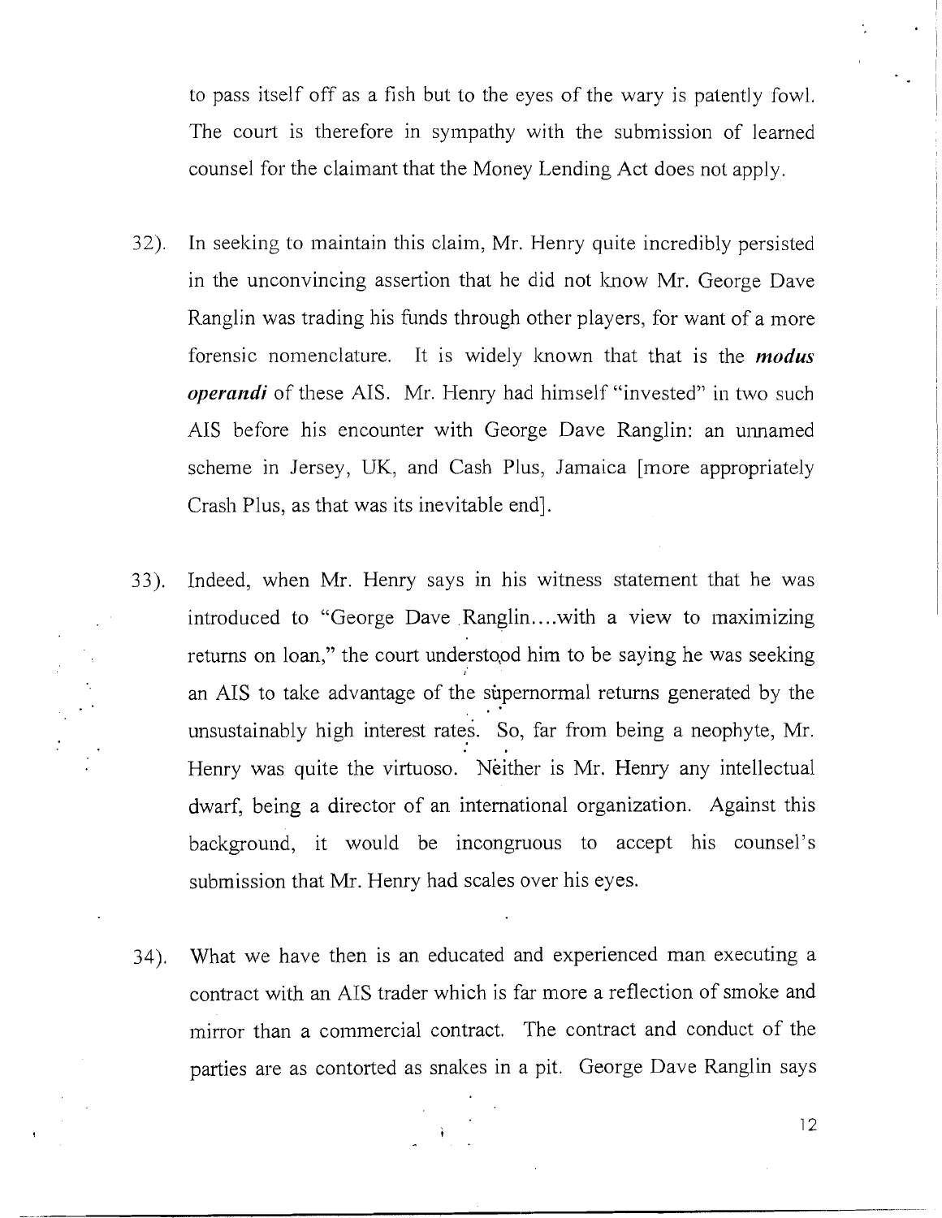to pass itself off as a fish but to the eyes of the wary is patently fowl. The court is therefore in sympathy with the submission of learned counsel for the claimant that the Money Lending Act does not apply.

32). In seeking to maintain this claim, Mr. Henry quite incredibly persisted in the unconvincing assertion that he did not know Mr. George Dave Ranglin was trading his funds through other players, for want of a more forensic nomenclature. It is widely known that that is the ***modus operandi*** of these AIS. Mr. Henry had himself "invested" in two such AIS before his encounter with George Dave Ranglin: an unnamed scheme in Jersey, UK, and Cash Plus, Jamaica [more appropriately Crash Plus, as that was its inevitable end].

33). Indeed, when Mr. Henry says in his witness statement that he was introduced to "George Dave Ranglin....with a view to maximizing returns on loan," the court understood him to be saying he was seeking an AIS to take advantage of the supernormal returns generated by the unsustainably high interest rates. So, far from being a neophyte, Mr. Henry was quite the virtuoso. Neither is Mr. Henry any intellectual dwarf, being a director of an international organization. Against this background, it would be incongruous to accept his counsel's submission that Mr. Henry had scales over his eyes.

34). What we have then is an educated and experienced man executing a contract with an AIS trader which is far more a reflection of smoke and mirror than a commercial contract. The contract and conduct of the parties are as contorted as snakes in a pit. George Dave Ranglin says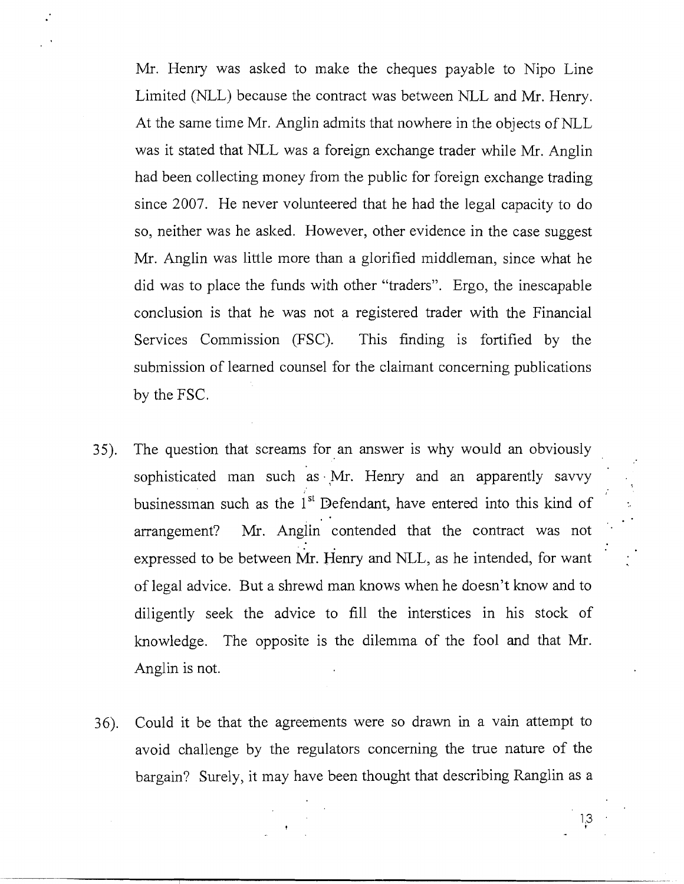Mr. Henry was asked to make the cheques payable to Nipo Line Limited (NLL) because the contract was between NLL and Mr. Henry. At the same time Mr. Anglin admits that nowhere in the objects of NLL was it stated that NLL was a foreign exchange trader while Mr. Anglin had been collecting money from the public for foreign exchange trading since 2007. He never volunteered that he had the legal capacity to do so, neither was he asked. However, other evidence in the case suggest Mr. Anglin was little more than a glorified middleman, since what he did was to place the funds with other "traders". Ergo, the inescapable conclusion is that he was not a registered trader with the Financial Services Commission (FSC). This finding is fortified by the submission of learned counsel for the claimant concerning publications by the FSC.

35). The question that screams for an answer is why would an obviously sophisticated man such as Mr. Henry and an apparently savvy businessman such as the 1st Defendant, have entered into this kind of arrangement? Mr. Anglin contended that the contract was not expressed to be between Mr. Henry and NLL, as he intended, for want of legal advice. But a shrewd man knows when he doesn't know and to diligently seek the advice to fill the interstices in his stock of knowledge. The opposite is the dilemma of the fool and that Mr. Anglin is not.

36). Could it be that the agreements were so drawn in a vain attempt to avoid challenge by the regulators concerning the true nature of the bargain? Surely, it may have been thought that describing Ranglin as a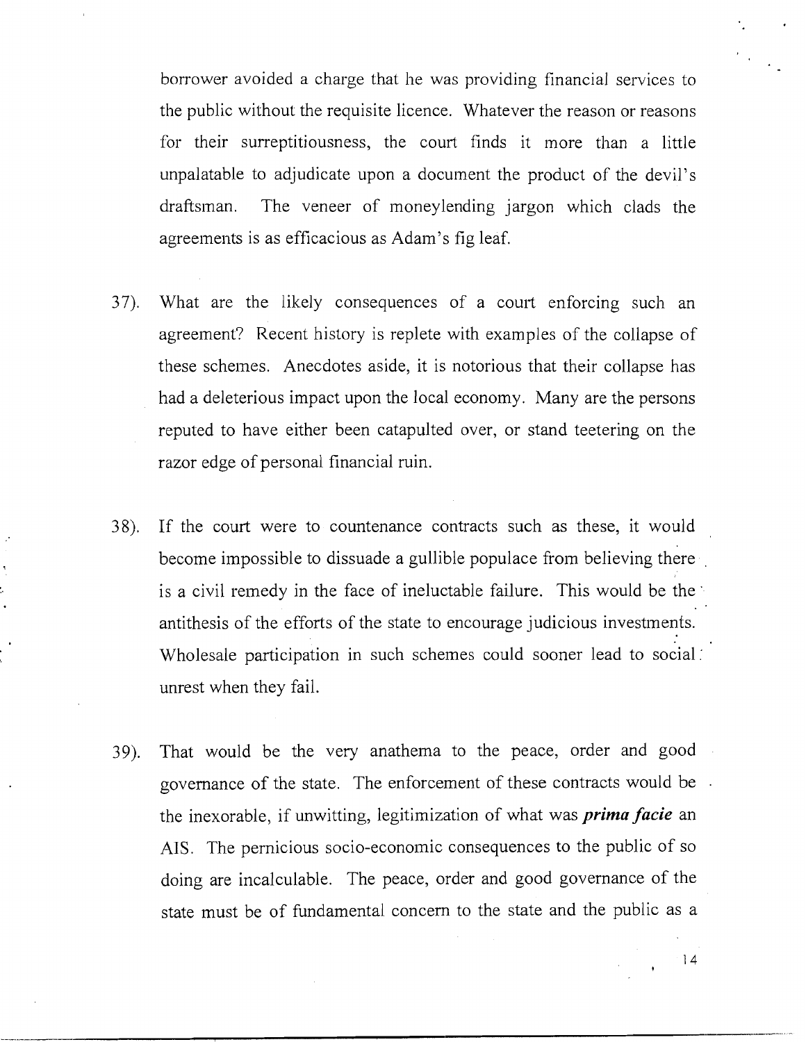borrower avoided a charge that he was providing financial services to the public without the requisite licence. Whatever the reason or reasons for their surreptitiousness, the court finds it more than a little unpalatable to adjudicate upon a document the product of the devil's draftsman. The veneer of moneylending jargon which clads the agreements is as efficacious as Adam's fig leaf.

37). What are the likely consequences of a court enforcing such an agreement? Recent history is replete with examples of the collapse of these schemes. Anecdotes aside, it is notorious that their collapse has had a deleterious impact upon the local economy. Many are the persons reputed to have either been catapulted over, or stand teetering on the razor edge of personal financial ruin.

38). If the court were to countenance contracts such as these, it would become impossible to dissuade a gullible populace from believing there is a civil remedy in the face of ineluctable failure. This would be the antithesis of the efforts of the state to encourage judicious investments. Wholesale participation in such schemes could sooner lead to social unrest when they fail.

39). That would be the very anathema to the peace, order and good governance of the state. The enforcement of these contracts would be the inexorable, if unwitting, legitimization of what was ***prima facie*** an AIS. The pernicious socio-economic consequences to the public of so doing are incalculable. The peace, order and good governance of the state must be of fundamental concern to the state and the public as a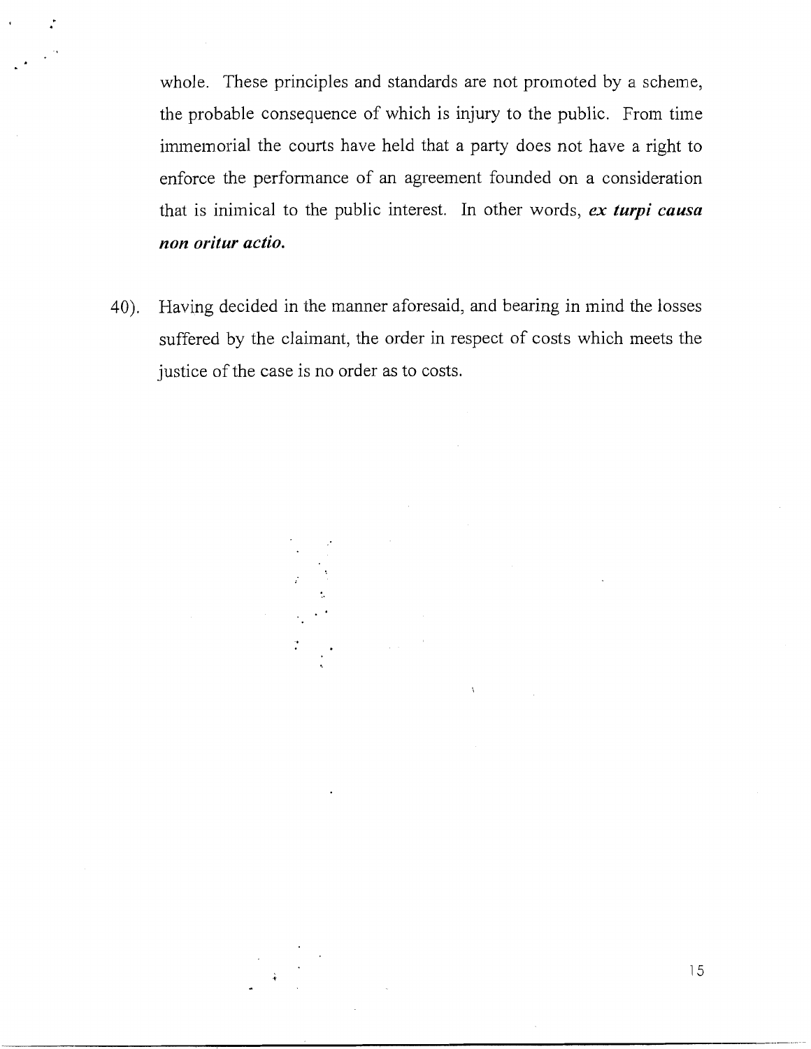whole. These principles and standards are not promoted by a scheme, the probable consequence of which is injury to the public. From time immemorial the courts have held that a party does not have a right to enforce the performance of an agreement founded on a consideration that is inimical to the public interest. In other words, ***ex turpi causa non oritur actio.***

40). Having decided in the manner aforesaid, and bearing in mind the losses suffered by the claimant, the order in respect of costs which meets the justice of the case is no order as to costs.